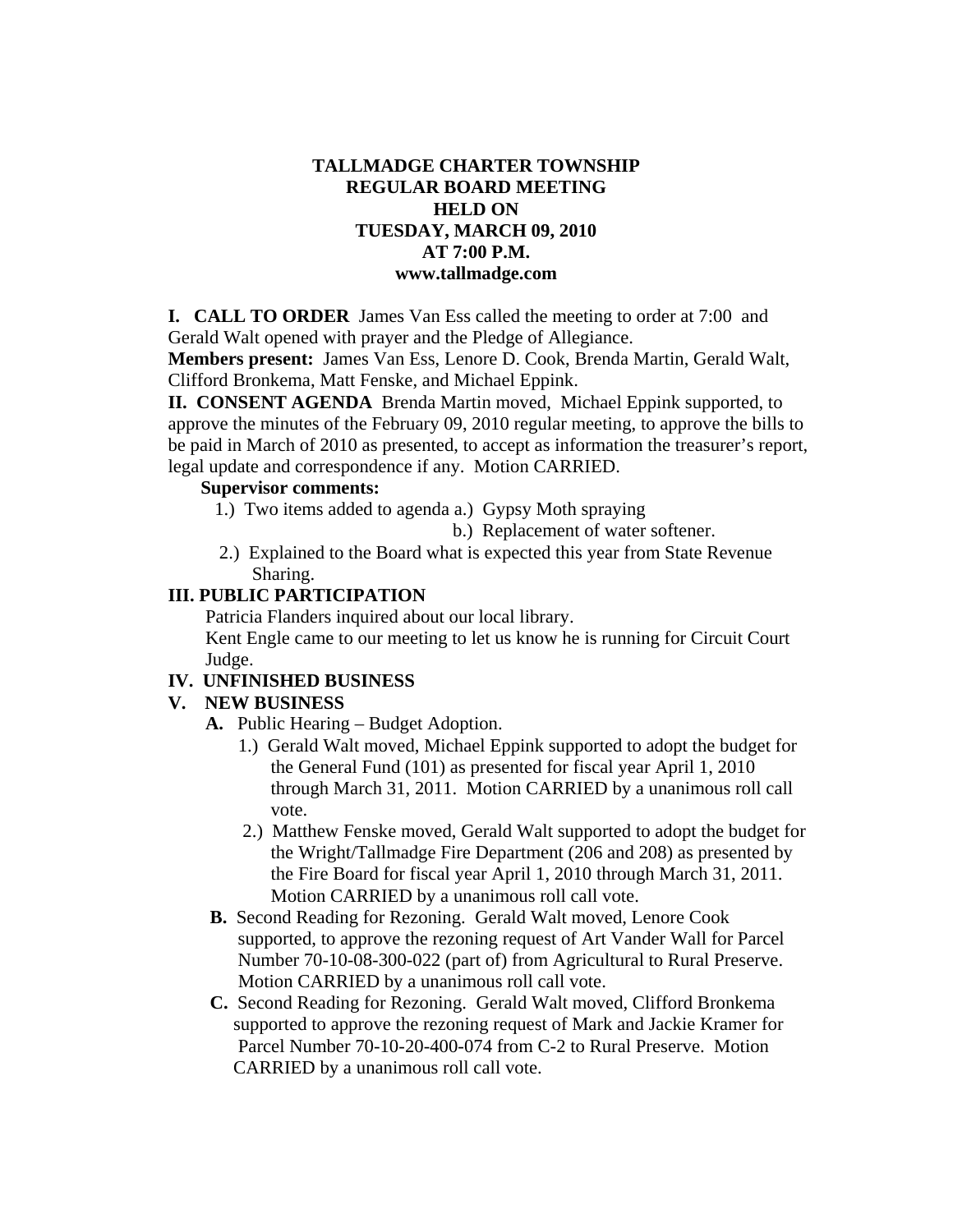# TALLMADGE CHARTER TOWNSHIP
# REGULAR BOARD MEETING
# HELD ON
# TUESDAY, MARCH 09, 2010
# AT 7:00 P.M.
# www.tallmadge.com

**I. CALL TO ORDER** James Van Ess called the meeting to order at 7:00 and Gerald Walt opened with prayer and the Pledge of Allegiance.

**Members present:** James Van Ess, Lenore D. Cook, Brenda Martin, Gerald Walt, Clifford Bronkema, Matt Fenske, and Michael Eppink.

**II. CONSENT AGENDA** Brenda Martin moved, Michael Eppink supported, to approve the minutes of the February 09, 2010 regular meeting, to approve the bills to be paid in March of 2010 as presented, to accept as information the treasurer's report, legal update and correspondence if any. Motion CARRIED.

**Supervisor comments:**

1.) Two items added to agenda a.) Gypsy Moth spraying
b.) Replacement of water softener.

2.) Explained to the Board what is expected this year from State Revenue Sharing.

**III. PUBLIC PARTICIPATION**

Patricia Flanders inquired about our local library.

Kent Engle came to our meeting to let us know he is running for Circuit Court Judge.

**IV. UNFINISHED BUSINESS**

**V. NEW BUSINESS**

**A.** Public Hearing – Budget Adoption.

1.) Gerald Walt moved, Michael Eppink supported to adopt the budget for the General Fund (101) as presented for fiscal year April 1, 2010 through March 31, 2011. Motion CARRIED by a unanimous roll call vote.

2.) Matthew Fenske moved, Gerald Walt supported to adopt the budget for the Wright/Tallmadge Fire Department (206 and 208) as presented by the Fire Board for fiscal year April 1, 2010 through March 31, 2011. Motion CARRIED by a unanimous roll call vote.

**B.** Second Reading for Rezoning. Gerald Walt moved, Lenore Cook supported, to approve the rezoning request of Art Vander Wall for Parcel Number 70-10-08-300-022 (part of) from Agricultural to Rural Preserve. Motion CARRIED by a unanimous roll call vote.

**C.** Second Reading for Rezoning. Gerald Walt moved, Clifford Bronkema supported to approve the rezoning request of Mark and Jackie Kramer for Parcel Number 70-10-20-400-074 from C-2 to Rural Preserve. Motion CARRIED by a unanimous roll call vote.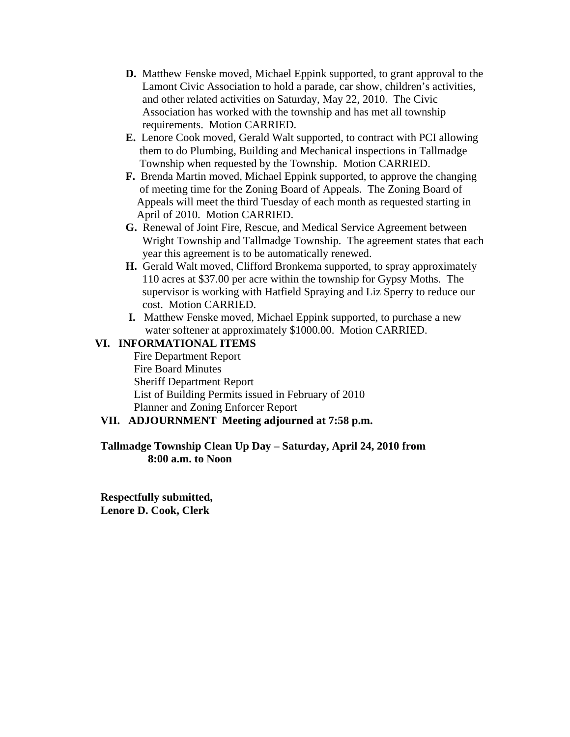**D.** Matthew Fenske moved, Michael Eppink supported, to grant approval to the Lamont Civic Association to hold a parade, car show, children's activities, and other related activities on Saturday, May 22, 2010. The Civic Association has worked with the township and has met all township requirements. Motion CARRIED.

**E.** Lenore Cook moved, Gerald Walt supported, to contract with PCI allowing them to do Plumbing, Building and Mechanical inspections in Tallmadge Township when requested by the Township. Motion CARRIED.

**F.** Brenda Martin moved, Michael Eppink supported, to approve the changing of meeting time for the Zoning Board of Appeals. The Zoning Board of Appeals will meet the third Tuesday of each month as requested starting in April of 2010. Motion CARRIED.

**G.** Renewal of Joint Fire, Rescue, and Medical Service Agreement between Wright Township and Tallmadge Township. The agreement states that each year this agreement is to be automatically renewed.

**H.** Gerald Walt moved, Clifford Bronkema supported, to spray approximately 110 acres at $37.00 per acre within the township for Gypsy Moths. The supervisor is working with Hatfield Spraying and Liz Sperry to reduce our cost. Motion CARRIED.

**I.** Matthew Fenske moved, Michael Eppink supported, to purchase a new water softener at approximately $1000.00. Motion CARRIED.

**VI. INFORMATIONAL ITEMS**

Fire Department Report
Fire Board Minutes
Sheriff Department Report
List of Building Permits issued in February of 2010
Planner and Zoning Enforcer Report

**VII. ADJOURNMENT Meeting adjourned at 7:58 p.m.**

**Tallmadge Township Clean Up Day – Saturday, April 24, 2010 from 8:00 a.m. to Noon**

**Respectfully submitted,**
**Lenore D. Cook, Clerk**